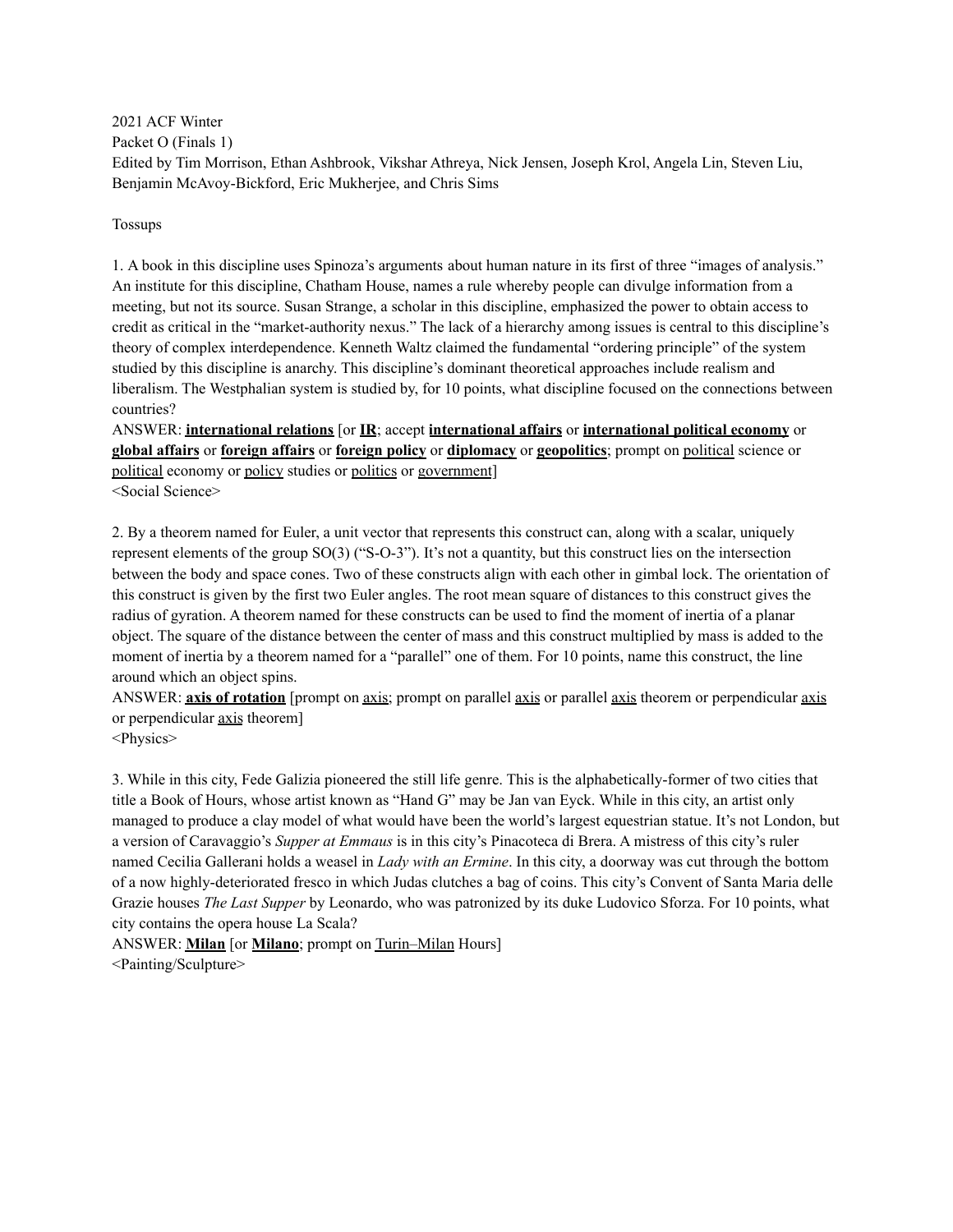2021 ACF Winter
Packet O (Finals 1)
Edited by Tim Morrison, Ethan Ashbrook, Vikshar Athreya, Nick Jensen, Joseph Krol, Angela Lin, Steven Liu, Benjamin McAvoy-Bickford, Eric Mukherjee, and Chris Sims

Tossups

1. A book in this discipline uses Spinoza's arguments about human nature in its first of three "images of analysis." An institute for this discipline, Chatham House, names a rule whereby people can divulge information from a meeting, but not its source. Susan Strange, a scholar in this discipline, emphasized the power to obtain access to credit as critical in the "market-authority nexus." The lack of a hierarchy among issues is central to this discipline's theory of complex interdependence. Kenneth Waltz claimed the fundamental "ordering principle" of the system studied by this discipline is anarchy. This discipline's dominant theoretical approaches include realism and liberalism. The Westphalian system is studied by, for 10 points, what discipline focused on the connections between countries?
ANSWER: **international relations** [or **IR**; accept **international affairs** or **international political economy** or **global affairs** or **foreign affairs** or **foreign policy** or **diplomacy** or **geopolitics**; prompt on political science or political economy or policy studies or politics or government]
<Social Science>

2. By a theorem named for Euler, a unit vector that represents this construct can, along with a scalar, uniquely represent elements of the group SO(3) ("S-O-3"). It's not a quantity, but this construct lies on the intersection between the body and space cones. Two of these constructs align with each other in gimbal lock. The orientation of this construct is given by the first two Euler angles. The root mean square of distances to this construct gives the radius of gyration. A theorem named for these constructs can be used to find the moment of inertia of a planar object. The square of the distance between the center of mass and this construct multiplied by mass is added to the moment of inertia by a theorem named for a "parallel" one of them. For 10 points, name this construct, the line around which an object spins.
ANSWER: **axis of rotation** [prompt on axis; prompt on parallel axis or parallel axis theorem or perpendicular axis or perpendicular axis theorem]
<Physics>

3. While in this city, Fede Galizia pioneered the still life genre. This is the alphabetically-former of two cities that title a Book of Hours, whose artist known as "Hand G" may be Jan van Eyck. While in this city, an artist only managed to produce a clay model of what would have been the world's largest equestrian statue. It's not London, but a version of Caravaggio's *Supper at Emmaus* is in this city's Pinacoteca di Brera. A mistress of this city's ruler named Cecilia Gallerani holds a weasel in *Lady with an Ermine*. In this city, a doorway was cut through the bottom of a now highly-deteriorated fresco in which Judas clutches a bag of coins. This city's Convent of Santa Maria delle Grazie houses *The Last Supper* by Leonardo, who was patronized by its duke Ludovico Sforza. For 10 points, what city contains the opera house La Scala?
ANSWER: **Milan** [or **Milano**; prompt on Turin–Milan Hours]
<Painting/Sculpture>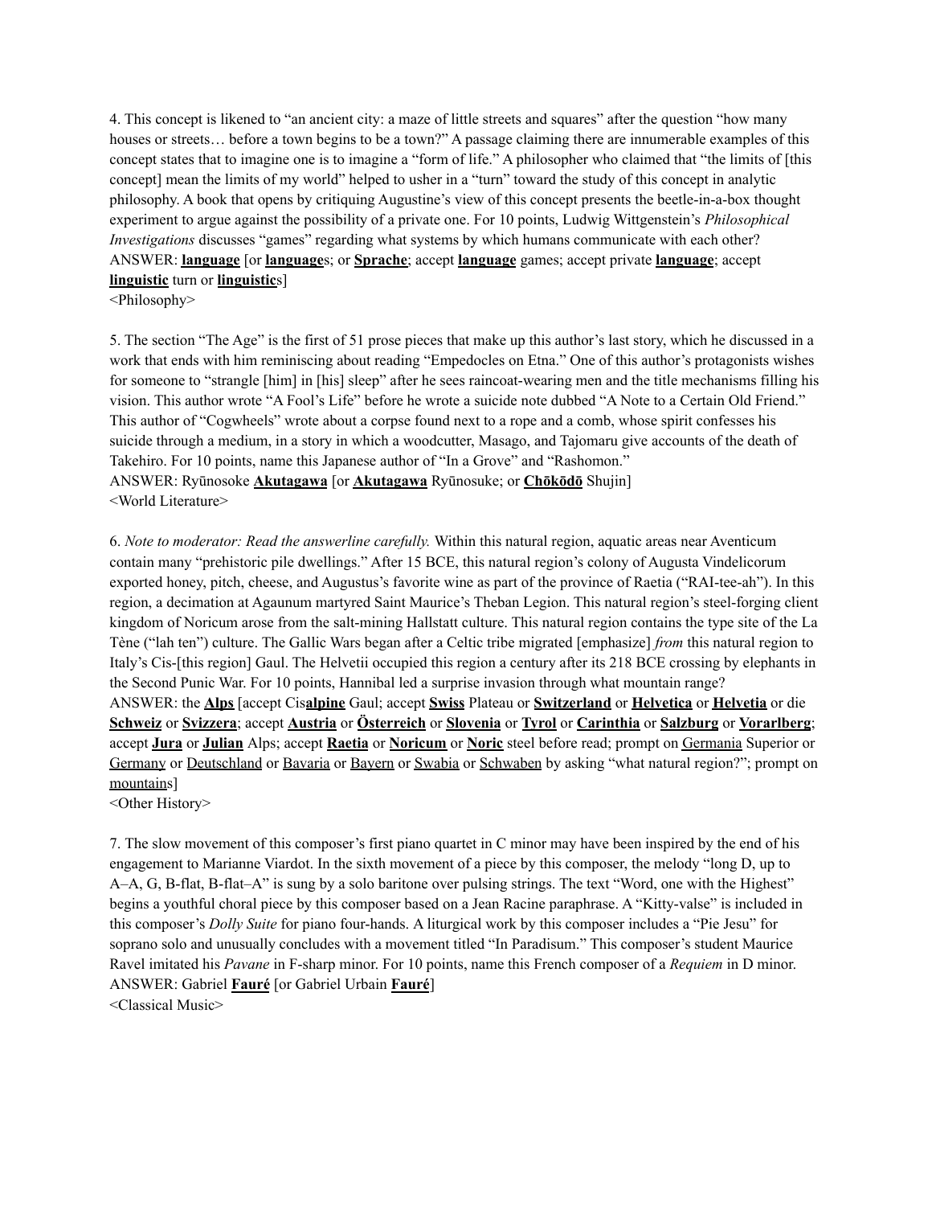4. This concept is likened to "an ancient city: a maze of little streets and squares" after the question "how many houses or streets… before a town begins to be a town?" A passage claiming there are innumerable examples of this concept states that to imagine one is to imagine a "form of life." A philosopher who claimed that "the limits of [this concept] mean the limits of my world" helped to usher in a "turn" toward the study of this concept in analytic philosophy. A book that opens by critiquing Augustine's view of this concept presents the beetle-in-a-box thought experiment to argue against the possibility of a private one. For 10 points, Ludwig Wittgenstein's *Philosophical Investigations* discusses "games" regarding what systems by which humans communicate with each other?
ANSWER: **language** [or **language**s; or **Sprache**; accept **language** games; accept private **language**; accept **linguistic** turn or **linguistic**s]
<Philosophy>

5. The section "The Age" is the first of 51 prose pieces that make up this author's last story, which he discussed in a work that ends with him reminiscing about reading "Empedocles on Etna." One of this author's protagonists wishes for someone to "strangle [him] in [his] sleep" after he sees raincoat-wearing men and the title mechanisms filling his vision. This author wrote "A Fool's Life" before he wrote a suicide note dubbed "A Note to a Certain Old Friend." This author of "Cogwheels" wrote about a corpse found next to a rope and a comb, whose spirit confesses his suicide through a medium, in a story in which a woodcutter, Masago, and Tajomaru give accounts of the death of Takehiro. For 10 points, name this Japanese author of "In a Grove" and "Rashomon."
ANSWER: Ryūnosoke **Akutagawa** [or **Akutagawa** Ryūnosuke; or **Chōkōdō** Shujin]
<World Literature>

6. *Note to moderator: Read the answerline carefully.* Within this natural region, aquatic areas near Aventicum contain many "prehistoric pile dwellings." After 15 BCE, this natural region's colony of Augusta Vindelicorum exported honey, pitch, cheese, and Augustus's favorite wine as part of the province of Raetia ("RAI-tee-ah"). In this region, a decimation at Agaunum martyred Saint Maurice's Theban Legion. This natural region's steel-forging client kingdom of Noricum arose from the salt-mining Hallstatt culture. This natural region contains the type site of the La Tène ("lah ten") culture. The Gallic Wars began after a Celtic tribe migrated [emphasize] *from* this natural region to Italy's Cis-[this region] Gaul. The Helvetii occupied this region a century after its 218 BCE crossing by elephants in the Second Punic War. For 10 points, Hannibal led a surprise invasion through what mountain range?
ANSWER: the **Alps** [accept Cis**alpine** Gaul; accept **Swiss** Plateau or **Switzerland** or **Helvetica** or **Helvetia** or die **Schweiz** or **Svizzera**; accept **Austria** or **Österreich** or **Slovenia** or **Tyrol** or **Carinthia** or **Salzburg** or **Vorarlberg**; accept **Jura** or **Julian** Alps; accept **Raetia** or **Noricum** or **Noric** steel before read; prompt on Germania Superior or Germany or Deutschland or Bavaria or Bayern or Swabia or Schwaben by asking "what natural region?"; prompt on mountains]
<Other History>

7. The slow movement of this composer's first piano quartet in C minor may have been inspired by the end of his engagement to Marianne Viardot. In the sixth movement of a piece by this composer, the melody "long D, up to A–A, G, B-flat, B-flat–A" is sung by a solo baritone over pulsing strings. The text "Word, one with the Highest" begins a youthful choral piece by this composer based on a Jean Racine paraphrase. A "Kitty-valse" is included in this composer's *Dolly Suite* for piano four-hands. A liturgical work by this composer includes a "Pie Jesu" for soprano solo and unusually concludes with a movement titled "In Paradisum." This composer's student Maurice Ravel imitated his *Pavane* in F-sharp minor. For 10 points, name this French composer of a *Requiem* in D minor.
ANSWER: Gabriel **Fauré** [or Gabriel Urbain **Fauré**]
<Classical Music>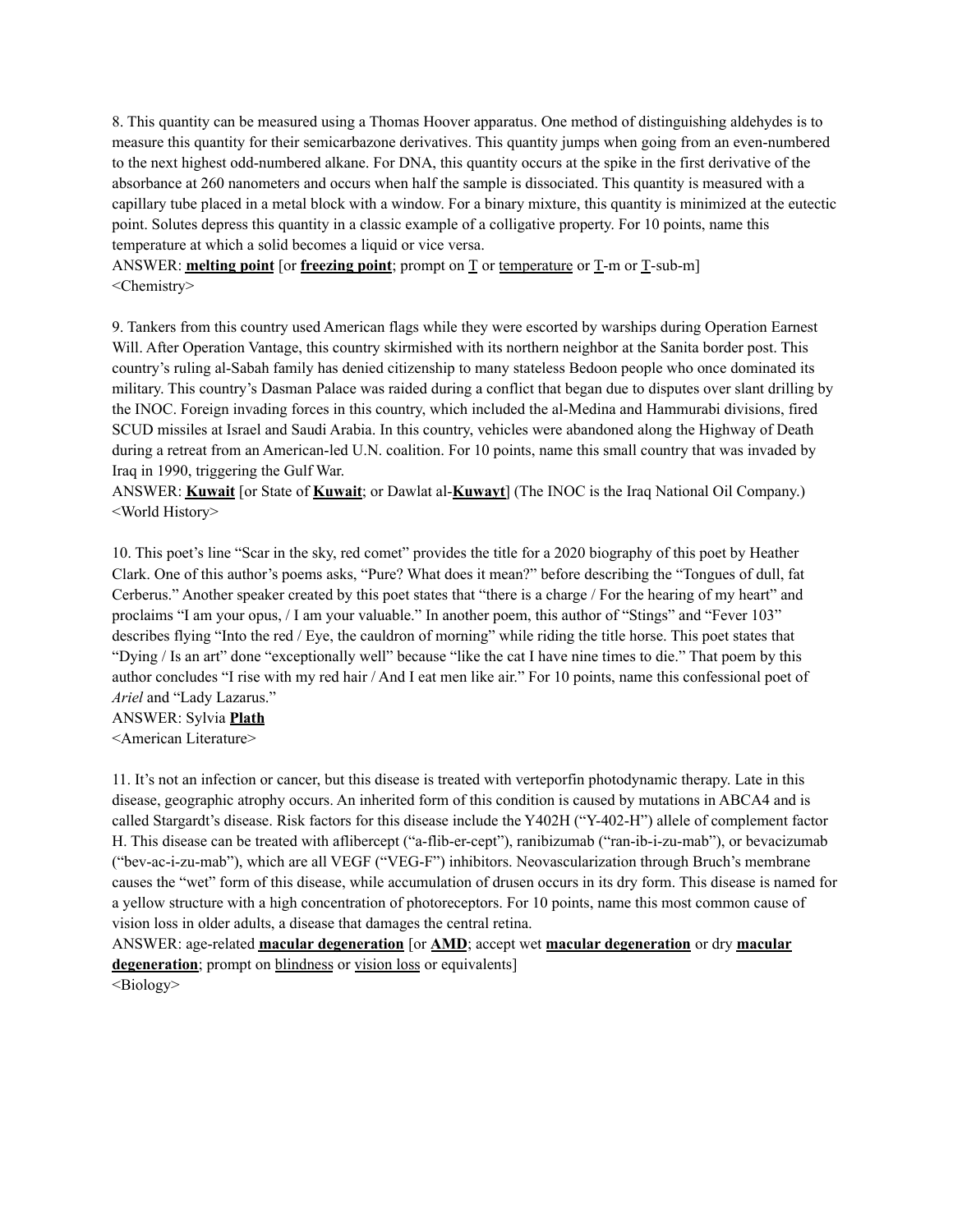8. This quantity can be measured using a Thomas Hoover apparatus. One method of distinguishing aldehydes is to measure this quantity for their semicarbazone derivatives. This quantity jumps when going from an even-numbered to the next highest odd-numbered alkane. For DNA, this quantity occurs at the spike in the first derivative of the absorbance at 260 nanometers and occurs when half the sample is dissociated. This quantity is measured with a capillary tube placed in a metal block with a window. For a binary mixture, this quantity is minimized at the eutectic point. Solutes depress this quantity in a classic example of a colligative property. For 10 points, name this temperature at which a solid becomes a liquid or vice versa.
ANSWER: **melting point** [or **freezing point**; prompt on T or temperature or T-m or T-sub-m]
<Chemistry>

9. Tankers from this country used American flags while they were escorted by warships during Operation Earnest Will. After Operation Vantage, this country skirmished with its northern neighbor at the Sanita border post. This country's ruling al-Sabah family has denied citizenship to many stateless Bedoon people who once dominated its military. This country's Dasman Palace was raided during a conflict that began due to disputes over slant drilling by the INOC. Foreign invading forces in this country, which included the al-Medina and Hammurabi divisions, fired SCUD missiles at Israel and Saudi Arabia. In this country, vehicles were abandoned along the Highway of Death during a retreat from an American-led U.N. coalition. For 10 points, name this small country that was invaded by Iraq in 1990, triggering the Gulf War.
ANSWER: **Kuwait** [or State of **Kuwait**; or Dawlat al-**Kuwayt**] (The INOC is the Iraq National Oil Company.)
<World History>

10. This poet's line "Scar in the sky, red comet" provides the title for a 2020 biography of this poet by Heather Clark. One of this author's poems asks, "Pure? What does it mean?" before describing the "Tongues of dull, fat Cerberus." Another speaker created by this poet states that "there is a charge / For the hearing of my heart" and proclaims "I am your opus, / I am your valuable." In another poem, this author of "Stings" and "Fever 103" describes flying "Into the red / Eye, the cauldron of morning" while riding the title horse. This poet states that "Dying / Is an art" done "exceptionally well" because "like the cat I have nine times to die." That poem by this author concludes "I rise with my red hair / And I eat men like air." For 10 points, name this confessional poet of *Ariel* and "Lady Lazarus."
ANSWER: Sylvia **Plath**
<American Literature>

11. It's not an infection or cancer, but this disease is treated with verteporfin photodynamic therapy. Late in this disease, geographic atrophy occurs. An inherited form of this condition is caused by mutations in ABCA4 and is called Stargardt's disease. Risk factors for this disease include the Y402H ("Y-402-H") allele of complement factor H. This disease can be treated with aflibercept ("a-flib-er-cept"), ranibizumab ("ran-ib-i-zu-mab"), or bevacizumab ("bev-ac-i-zu-mab"), which are all VEGF ("VEG-F") inhibitors. Neovascularization through Bruch's membrane causes the "wet" form of this disease, while accumulation of drusen occurs in its dry form. This disease is named for a yellow structure with a high concentration of photoreceptors. For 10 points, name this most common cause of vision loss in older adults, a disease that damages the central retina.
ANSWER: age-related **macular degeneration** [or **AMD**; accept wet **macular degeneration** or dry **macular degeneration**; prompt on blindness or vision loss or equivalents]
<Biology>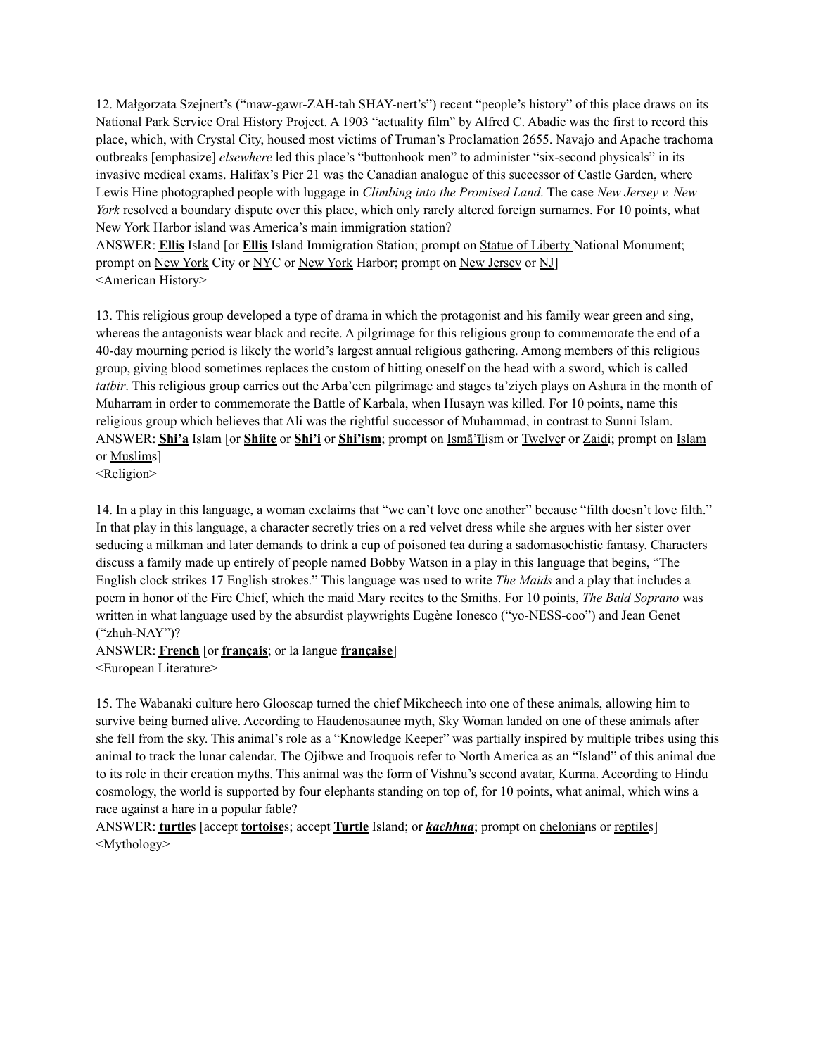12. Małgorzata Szejnert's ("maw-gawr-ZAH-tah SHAY-nert's") recent "people's history" of this place draws on its National Park Service Oral History Project. A 1903 "actuality film" by Alfred C. Abadie was the first to record this place, which, with Crystal City, housed most victims of Truman's Proclamation 2655. Navajo and Apache trachoma outbreaks [emphasize] *elsewhere* led this place's "buttonhook men" to administer "six-second physicals" in its invasive medical exams. Halifax's Pier 21 was the Canadian analogue of this successor of Castle Garden, where Lewis Hine photographed people with luggage in *Climbing into the Promised Land*. The case *New Jersey v. New York* resolved a boundary dispute over this place, which only rarely altered foreign surnames. For 10 points, what New York Harbor island was America's main immigration station?
ANSWER: **Ellis** Island [or **Ellis** Island Immigration Station; prompt on Statue of Liberty National Monument; prompt on New York City or NYC or New York Harbor; prompt on New Jersey or NJ]
<American History>

13. This religious group developed a type of drama in which the protagonist and his family wear green and sing, whereas the antagonists wear black and recite. A pilgrimage for this religious group to commemorate the end of a 40-day mourning period is likely the world's largest annual religious gathering. Among members of this religious group, giving blood sometimes replaces the custom of hitting oneself on the head with a sword, which is called *tatbir*. This religious group carries out the Arba'een pilgrimage and stages ta'ziyeh plays on Ashura in the month of Muharram in order to commemorate the Battle of Karbala, when Husayn was killed. For 10 points, name this religious group which believes that Ali was the rightful successor of Muhammad, in contrast to Sunni Islam.
ANSWER: **Shi'a** Islam [or **Shiite** or **Shi'i** or **Shi'ism**; prompt on Ismāʿīlism or Twelver or Zaidi; prompt on Islam or Muslims]
<Religion>

14. In a play in this language, a woman exclaims that "we can't love one another" because "filth doesn't love filth." In that play in this language, a character secretly tries on a red velvet dress while she argues with her sister over seducing a milkman and later demands to drink a cup of poisoned tea during a sadomasochistic fantasy. Characters discuss a family made up entirely of people named Bobby Watson in a play in this language that begins, "The English clock strikes 17 English strokes." This language was used to write *The Maids* and a play that includes a poem in honor of the Fire Chief, which the maid Mary recites to the Smiths. For 10 points, *The Bald Soprano* was written in what language used by the absurdist playwrights Eugène Ionesco ("yo-NESS-coo") and Jean Genet ("zhuh-NAY")?
ANSWER: **French** [or **français**; or la langue **française**]
<European Literature>

15. The Wabanaki culture hero Glooscap turned the chief Mikcheech into one of these animals, allowing him to survive being burned alive. According to Haudenosaunee myth, Sky Woman landed on one of these animals after she fell from the sky. This animal's role as a "Knowledge Keeper" was partially inspired by multiple tribes using this animal to track the lunar calendar. The Ojibwe and Iroquois refer to North America as an "Island" of this animal due to its role in their creation myths. This animal was the form of Vishnu's second avatar, Kurma. According to Hindu cosmology, the world is supported by four elephants standing on top of, for 10 points, what animal, which wins a race against a hare in a popular fable?
ANSWER: **turtle**s [accept **tortoise**s; accept **Turtle** Island; or ***kachhua***; prompt on chelonians or reptiles]
<Mythology>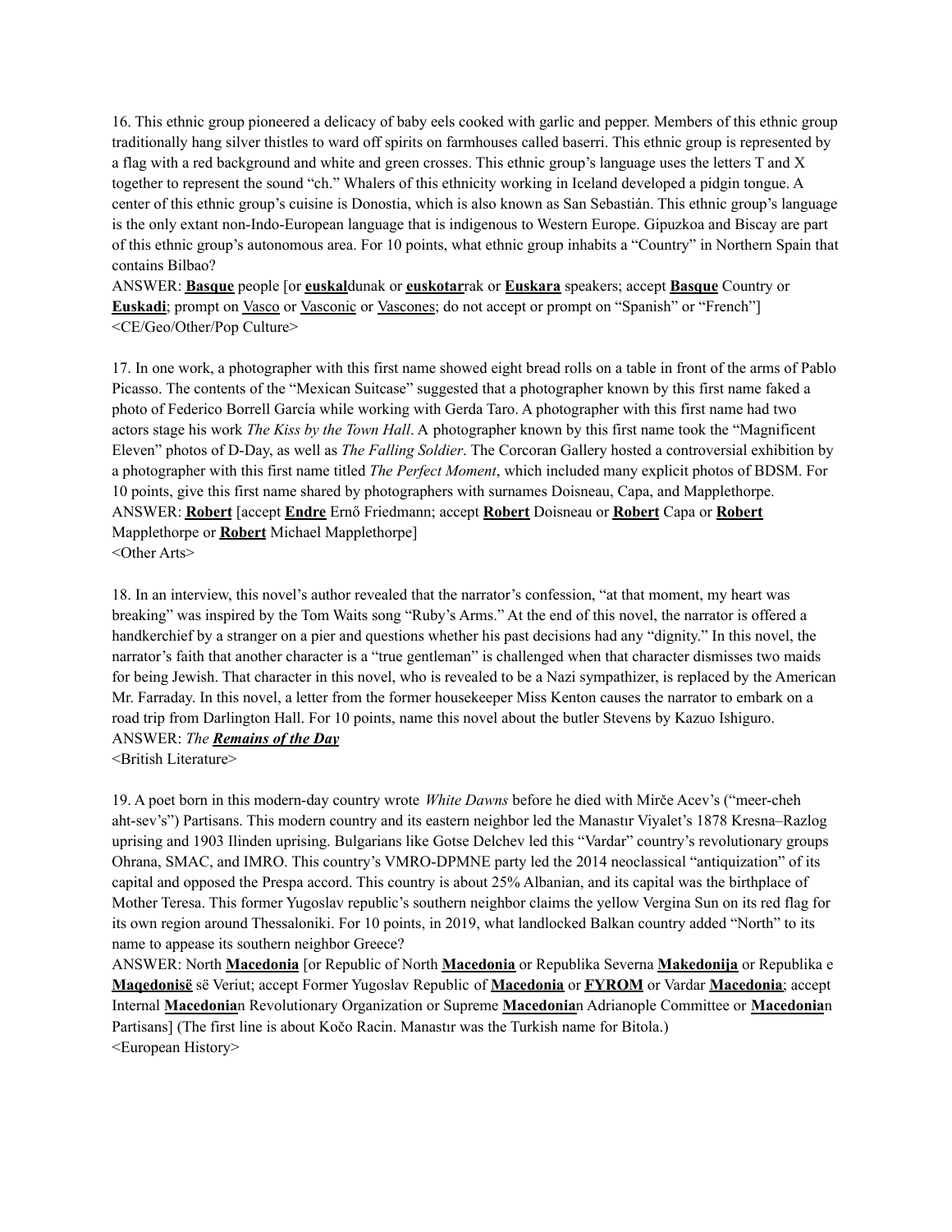16. This ethnic group pioneered a delicacy of baby eels cooked with garlic and pepper. Members of this ethnic group traditionally hang silver thistles to ward off spirits on farmhouses called baserri. This ethnic group is represented by a flag with a red background and white and green crosses. This ethnic group's language uses the letters T and X together to represent the sound "ch." Whalers of this ethnicity working in Iceland developed a pidgin tongue. A center of this ethnic group's cuisine is Donostia, which is also known as San Sebastián. This ethnic group's language is the only extant non-Indo-European language that is indigenous to Western Europe. Gipuzkoa and Biscay are part of this ethnic group's autonomous area. For 10 points, what ethnic group inhabits a "Country" in Northern Spain that contains Bilbao?

ANSWER: **Basque** people [or **euskal**dunak or **euskotar**rak or **Euskara** speakers; accept **Basque** Country or **Euskadi**; prompt on Vasco or Vasconic or Vascones; do not accept or prompt on "Spanish" or "French"]
<CE/Geo/Other/Pop Culture>

17. In one work, a photographer with this first name showed eight bread rolls on a table in front of the arms of Pablo Picasso. The contents of the "Mexican Suitcase" suggested that a photographer known by this first name faked a photo of Federico Borrell García while working with Gerda Taro. A photographer with this first name had two actors stage his work *The Kiss by the Town Hall*. A photographer known by this first name took the "Magnificent Eleven" photos of D-Day, as well as *The Falling Soldier*. The Corcoran Gallery hosted a controversial exhibition by a photographer with this first name titled *The Perfect Moment*, which included many explicit photos of BDSM. For 10 points, give this first name shared by photographers with surnames Doisneau, Capa, and Mapplethorpe.

ANSWER: **Robert** [accept **Endre** Ernő Friedmann; accept **Robert** Doisneau or **Robert** Capa or **Robert** Mapplethorpe or **Robert** Michael Mapplethorpe]
<Other Arts>

18. In an interview, this novel's author revealed that the narrator's confession, "at that moment, my heart was breaking" was inspired by the Tom Waits song "Ruby's Arms." At the end of this novel, the narrator is offered a handkerchief by a stranger on a pier and questions whether his past decisions had any "dignity." In this novel, the narrator's faith that another character is a "true gentleman" is challenged when that character dismisses two maids for being Jewish. That character in this novel, who is revealed to be a Nazi sympathizer, is replaced by the American Mr. Farraday. In this novel, a letter from the former housekeeper Miss Kenton causes the narrator to embark on a road trip from Darlington Hall. For 10 points, name this novel about the butler Stevens by Kazuo Ishiguro.

ANSWER: *The **Remains of the Day***
<British Literature>

19. A poet born in this modern-day country wrote *White Dawns* before he died with Mirče Acev's ("meer-cheh aht-sev's") Partisans. This modern country and its eastern neighbor led the Manastır Viyalet's 1878 Kresna–Razlog uprising and 1903 Ilinden uprising. Bulgarians like Gotse Delchev led this "Vardar" country's revolutionary groups Ohrana, SMAC, and IMRO. This country's VMRO-DPMNE party led the 2014 neoclassical "antiquization" of its capital and opposed the Prespa accord. This country is about 25% Albanian, and its capital was the birthplace of Mother Teresa. This former Yugoslav republic's southern neighbor claims the yellow Vergina Sun on its red flag for its own region around Thessaloniki. For 10 points, in 2019, what landlocked Balkan country added "North" to its name to appease its southern neighbor Greece?

ANSWER: North **Macedonia** [or Republic of North **Macedonia** or Republika Severna **Makedonija** or Republika e **Maqedonisë** së Veriut; accept Former Yugoslav Republic of **Macedonia** or **FYROM** or Vardar **Macedonia**; accept Internal **Macedonia**n Revolutionary Organization or Supreme **Macedonia**n Adrianople Committee or **Macedonia**n Partisans] (The first line is about Kočo Racin. Manastır was the Turkish name for Bitola.)
<European History>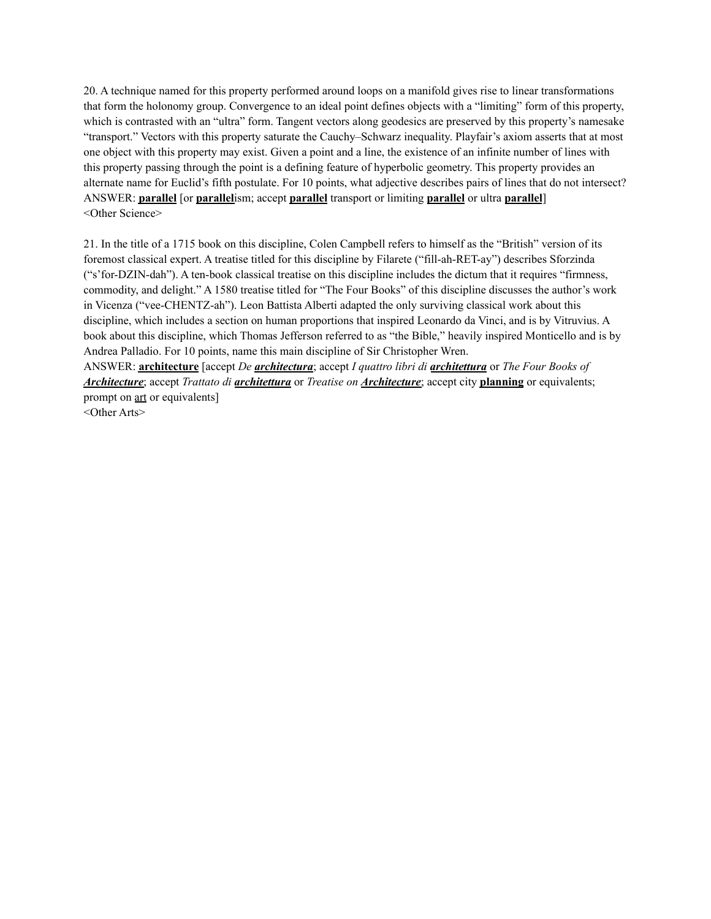20. A technique named for this property performed around loops on a manifold gives rise to linear transformations that form the holonomy group. Convergence to an ideal point defines objects with a "limiting" form of this property, which is contrasted with an "ultra" form. Tangent vectors along geodesics are preserved by this property's namesake "transport." Vectors with this property saturate the Cauchy–Schwarz inequality. Playfair's axiom asserts that at most one object with this property may exist. Given a point and a line, the existence of an infinite number of lines with this property passing through the point is a defining feature of hyperbolic geometry. This property provides an alternate name for Euclid's fifth postulate. For 10 points, what adjective describes pairs of lines that do not intersect?
ANSWER: **parallel** [or **parallel**ism; accept **parallel** transport or limiting **parallel** or ultra **parallel**]
<Other Science>

21. In the title of a 1715 book on this discipline, Colen Campbell refers to himself as the "British" version of its foremost classical expert. A treatise titled for this discipline by Filarete ("fill-ah-RET-ay") describes Sforzinda ("s'for-DZIN-dah"). A ten-book classical treatise on this discipline includes the dictum that it requires "firmness, commodity, and delight." A 1580 treatise titled for "The Four Books" of this discipline discusses the author's work in Vicenza ("vee-CHENTZ-ah"). Leon Battista Alberti adapted the only surviving classical work about this discipline, which includes a section on human proportions that inspired Leonardo da Vinci, and is by Vitruvius. A book about this discipline, which Thomas Jefferson referred to as "the Bible," heavily inspired Monticello and is by Andrea Palladio. For 10 points, name this main discipline of Sir Christopher Wren.
ANSWER: **architecture** [accept *De **architectura***; accept *I quattro libri di **architettura*** or *The Four Books of **Architecture***; accept *Trattato di **architettura*** or *Treatise on **Architecture***; accept city **planning** or equivalents; prompt on art or equivalents]
<Other Arts>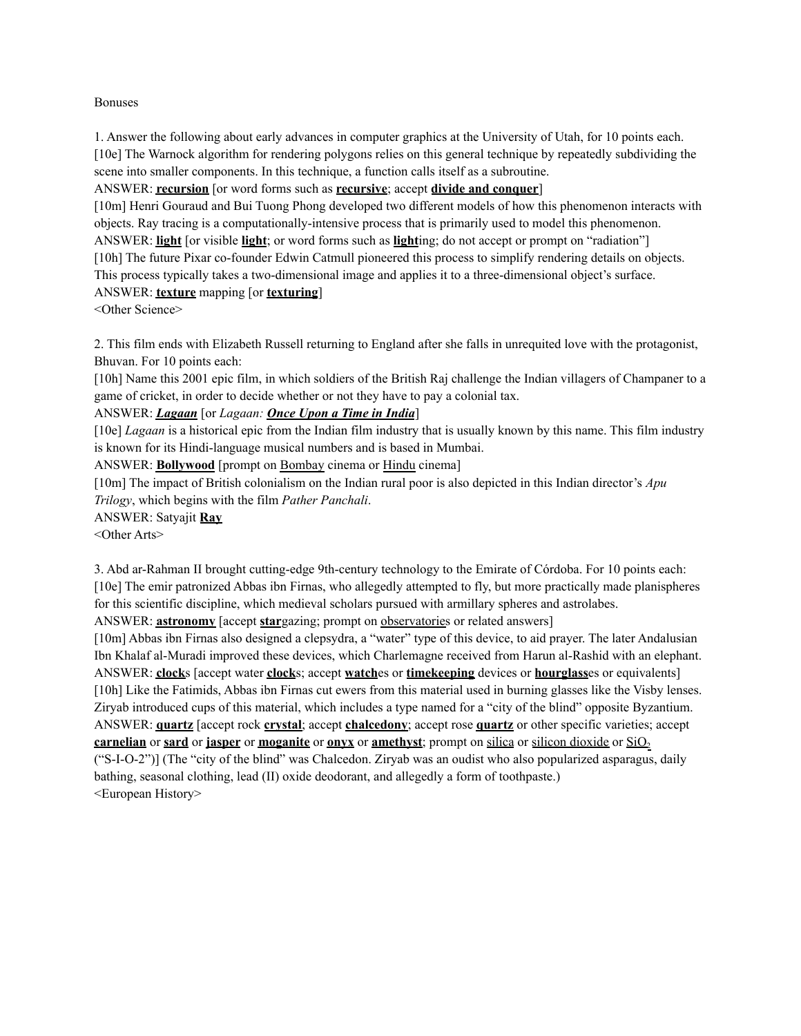Bonuses

1. Answer the following about early advances in computer graphics at the University of Utah, for 10 points each.
[10e] The Warnock algorithm for rendering polygons relies on this general technique by repeatedly subdividing the scene into smaller components. In this technique, a function calls itself as a subroutine.
ANSWER: **recursion** [or word forms such as **recursive**; accept **divide and conquer**]
[10m] Henri Gouraud and Bui Tuong Phong developed two different models of how this phenomenon interacts with objects. Ray tracing is a computationally-intensive process that is primarily used to model this phenomenon.
ANSWER: **light** [or visible **light**; or word forms such as **light**ing; do not accept or prompt on "radiation"]
[10h] The future Pixar co-founder Edwin Catmull pioneered this process to simplify rendering details on objects. This process typically takes a two-dimensional image and applies it to a three-dimensional object's surface.
ANSWER: **texture** mapping [or **texturing**]
<Other Science>

2. This film ends with Elizabeth Russell returning to England after she falls in unrequited love with the protagonist, Bhuvan. For 10 points each:
[10h] Name this 2001 epic film, in which soldiers of the British Raj challenge the Indian villagers of Champaner to a game of cricket, in order to decide whether or not they have to pay a colonial tax.
ANSWER: ***Lagaan*** [or *Lagaan: **Once Upon a Time in India***]
[10e] *Lagaan* is a historical epic from the Indian film industry that is usually known by this name. This film industry is known for its Hindi-language musical numbers and is based in Mumbai.
ANSWER: **Bollywood** [prompt on Bombay cinema or Hindu cinema]
[10m] The impact of British colonialism on the Indian rural poor is also depicted in this Indian director's *Apu Trilogy*, which begins with the film *Pather Panchali*.
ANSWER: Satyajit **Ray**
<Other Arts>

3. Abd ar-Rahman II brought cutting-edge 9th-century technology to the Emirate of Córdoba. For 10 points each:
[10e] The emir patronized Abbas ibn Firnas, who allegedly attempted to fly, but more practically made planispheres for this scientific discipline, which medieval scholars pursued with armillary spheres and astrolabes.
ANSWER: **astronomy** [accept **star**gazing; prompt on observatories or related answers]
[10m] Abbas ibn Firnas also designed a clepsydra, a "water" type of this device, to aid prayer. The later Andalusian Ibn Khalaf al-Muradi improved these devices, which Charlemagne received from Harun al-Rashid with an elephant.
ANSWER: **clock**s [accept water **clock**s; accept **watch**es or **timekeeping** devices or **hourglass**es or equivalents]
[10h] Like the Fatimids, Abbas ibn Firnas cut ewers from this material used in burning glasses like the Visby lenses. Ziryab introduced cups of this material, which includes a type named for a "city of the blind" opposite Byzantium.
ANSWER: **quartz** [accept rock **crystal**; accept **chalcedony**; accept rose **quartz** or other specific varieties; accept **carnelian** or **sard** or **jasper** or **moganite** or **onyx** or **amethyst**; prompt on silica or silicon dioxide or $SiO_2$ ("S-I-O-2")] (The "city of the blind" was Chalcedon. Ziryab was an oudist who also popularized asparagus, daily bathing, seasonal clothing, lead (II) oxide deodorant, and allegedly a form of toothpaste.)
<European History>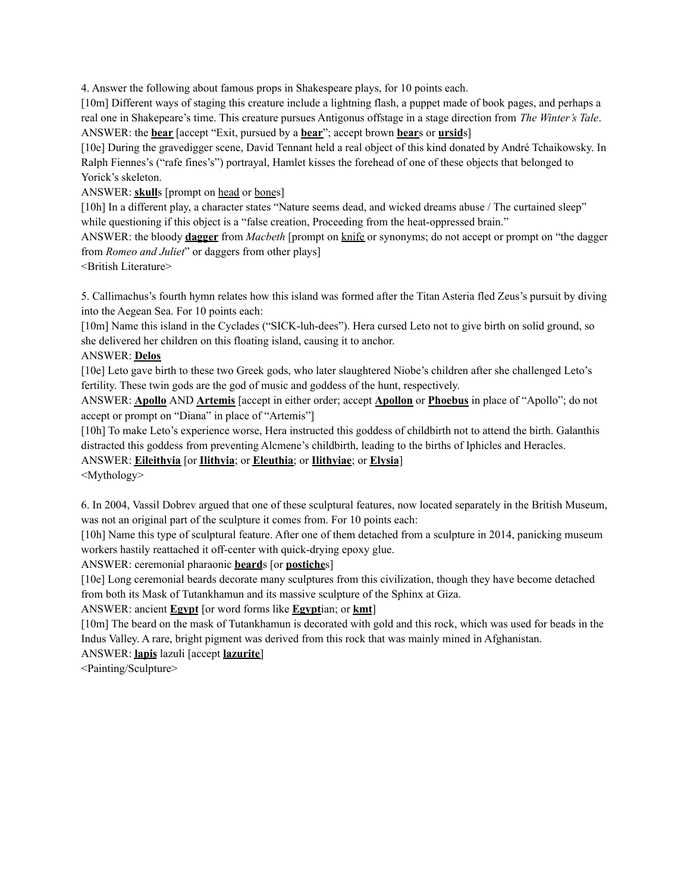4. Answer the following about famous props in Shakespeare plays, for 10 points each.

[10m] Different ways of staging this creature include a lightning flash, a puppet made of book pages, and perhaps a real one in Shakespeare's time. This creature pursues Antigonus offstage in a stage direction from *The Winter's Tale*.

ANSWER: the **bear** [accept "Exit, pursued by a **bear**"; accept brown **bear**s or **ursid**s]

[10e] During the gravedigger scene, David Tennant held a real object of this kind donated by André Tchaikowsky. In Ralph Fiennes's ("rafe fines's") portrayal, Hamlet kisses the forehead of one of these objects that belonged to Yorick's skeleton.

ANSWER: **skull**s [prompt on head or bones]

[10h] In a different play, a character states "Nature seems dead, and wicked dreams abuse / The curtained sleep" while questioning if this object is a "false creation, Proceeding from the heat-oppressed brain."

ANSWER: the bloody **dagger** from *Macbeth* [prompt on knife or synonyms; do not accept or prompt on "the dagger from *Romeo and Juliet*" or daggers from other plays]

<British Literature>

5. Callimachus's fourth hymn relates how this island was formed after the Titan Asteria fled Zeus's pursuit by diving into the Aegean Sea. For 10 points each:

[10m] Name this island in the Cyclades ("SICK-luh-dees"). Hera cursed Leto not to give birth on solid ground, so she delivered her children on this floating island, causing it to anchor.

ANSWER: **Delos**

[10e] Leto gave birth to these two Greek gods, who later slaughtered Niobe's children after she challenged Leto's fertility. These twin gods are the god of music and goddess of the hunt, respectively.

ANSWER: **Apollo** AND **Artemis** [accept in either order; accept **Apollon** or **Phoebus** in place of "Apollo"; do not accept or prompt on "Diana" in place of "Artemis"]

[10h] To make Leto's experience worse, Hera instructed this goddess of childbirth not to attend the birth. Galanthis distracted this goddess from preventing Alcmene's childbirth, leading to the births of Iphicles and Heracles.

ANSWER: **Eileithyia** [or **Ilithyia**; or **Eleuthia**; or **Ilithyiae**; or **Elysia**]

<Mythology>

6. In 2004, Vassil Dobrev argued that one of these sculptural features, now located separately in the British Museum, was not an original part of the sculpture it comes from. For 10 points each:

[10h] Name this type of sculptural feature. After one of them detached from a sculpture in 2014, panicking museum workers hastily reattached it off-center with quick-drying epoxy glue.

ANSWER: ceremonial pharaonic **beard**s [or **postiche**s]

[10e] Long ceremonial beards decorate many sculptures from this civilization, though they have become detached from both its Mask of Tutankhamun and its massive sculpture of the Sphinx at Giza.

ANSWER: ancient **Egypt** [or word forms like **Egypt**ian; or **kmt**]

[10m] The beard on the mask of Tutankhamun is decorated with gold and this rock, which was used for beads in the Indus Valley. A rare, bright pigment was derived from this rock that was mainly mined in Afghanistan.

ANSWER: **lapis** lazuli [accept **lazurite**]

<Painting/Sculpture>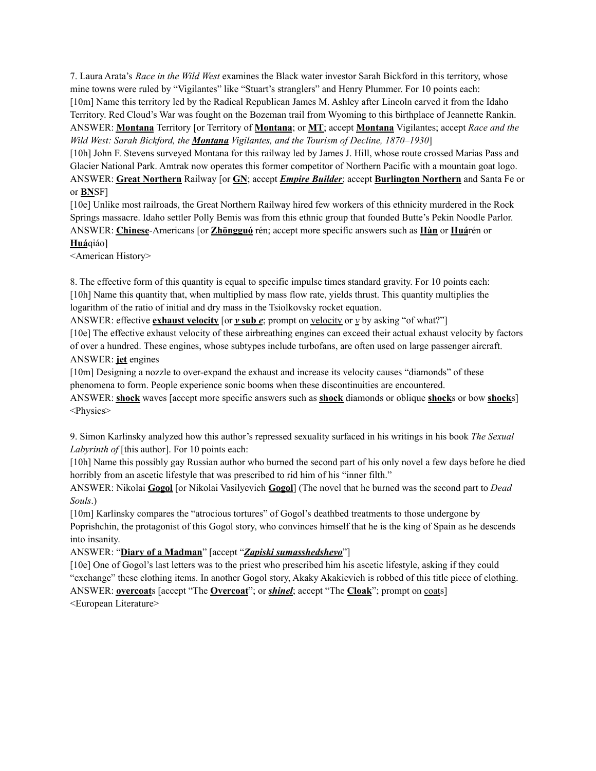7. Laura Arata's *Race in the Wild West* examines the Black water investor Sarah Bickford in this territory, whose mine towns were ruled by "Vigilantes" like "Stuart's stranglers" and Henry Plummer. For 10 points each:

[10m] Name this territory led by the Radical Republican James M. Ashley after Lincoln carved it from the Idaho Territory. Red Cloud's War was fought on the Bozeman trail from Wyoming to this birthplace of Jeannette Rankin.

ANSWER: **Montana** Territory [or Territory of **Montana**; or **MT**; accept **Montana** Vigilantes; accept *Race and the Wild West: Sarah Bickford, the **Montana** Vigilantes, and the Tourism of Decline, 1870–1930*]

[10h] John F. Stevens surveyed Montana for this railway led by James J. Hill, whose route crossed Marias Pass and Glacier National Park. Amtrak now operates this former competitor of Northern Pacific with a mountain goat logo.

ANSWER: **Great Northern** Railway [or **GN**; accept ***Empire Builder***; accept **Burlington Northern** and Santa Fe or or **BN**SF]

[10e] Unlike most railroads, the Great Northern Railway hired few workers of this ethnicity murdered in the Rock Springs massacre. Idaho settler Polly Bemis was from this ethnic group that founded Butte's Pekin Noodle Parlor.

ANSWER: **Chinese**-Americans [or **Zhōngguó** rén; accept more specific answers such as **Hàn** or **Huá**rén or **Huá**qiáo]

<American History>

8. The effective form of this quantity is equal to specific impulse times standard gravity. For 10 points each:

[10h] Name this quantity that, when multiplied by mass flow rate, yields thrust. This quantity multiplies the logarithm of the ratio of initial and dry mass in the Tsiolkovsky rocket equation.

ANSWER: effective **exhaust velocity** [or ***v* sub *e***; prompt on velocity or *v* by asking "of what?"]

[10e] The effective exhaust velocity of these airbreathing engines can exceed their actual exhaust velocity by factors of over a hundred. These engines, whose subtypes include turbofans, are often used on large passenger aircraft.

ANSWER: **jet** engines

[10m] Designing a nozzle to over-expand the exhaust and increase its velocity causes "diamonds" of these phenomena to form. People experience sonic booms when these discontinuities are encountered.

ANSWER: **shock** waves [accept more specific answers such as **shock** diamonds or oblique **shock**s or bow **shock**s]

<Physics>

9. Simon Karlinsky analyzed how this author's repressed sexuality surfaced in his writings in his book *The Sexual Labyrinth of* [this author]. For 10 points each:

[10h] Name this possibly gay Russian author who burned the second part of his only novel a few days before he died horribly from an ascetic lifestyle that was prescribed to rid him of his "inner filth."

ANSWER: Nikolai **Gogol** [or Nikolai Vasilyevich **Gogol**] (The novel that he burned was the second part to *Dead Souls*.)

[10m] Karlinsky compares the "atrocious tortures" of Gogol's deathbed treatments to those undergone by Poprishchin, the protagonist of this Gogol story, who convinces himself that he is the king of Spain as he descends into insanity.

ANSWER: "**Diary of a Madman**" [accept "***Zapiski sumasshedshevo***"]

[10e] One of Gogol's last letters was to the priest who prescribed him his ascetic lifestyle, asking if they could "exchange" these clothing items. In another Gogol story, Akaky Akakievich is robbed of this title piece of clothing.

ANSWER: **overcoat**s [accept "The **Overcoat**"; or ***shinel***; accept "The **Cloak**"; prompt on coats]

<European Literature>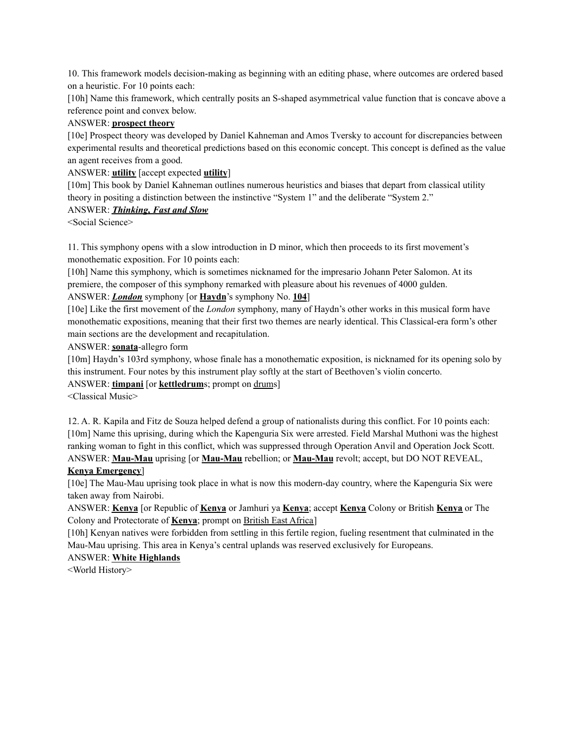10. This framework models decision-making as beginning with an editing phase, where outcomes are ordered based on a heuristic. For 10 points each:

[10h] Name this framework, which centrally posits an S-shaped asymmetrical value function that is concave above a reference point and convex below.

ANSWER: **<u>prospect theory</u>**

[10e] Prospect theory was developed by Daniel Kahneman and Amos Tversky to account for discrepancies between experimental results and theoretical predictions based on this economic concept. This concept is defined as the value an agent receives from a good.

ANSWER: **<u>utility</u>** [accept expected **<u>utility</u>**]

[10m] This book by Daniel Kahneman outlines numerous heuristics and biases that depart from classical utility theory in positing a distinction between the instinctive "System 1" and the deliberate "System 2."

ANSWER: ***<u>Thinking, Fast and Slow</u>***

<Social Science>

11. This symphony opens with a slow introduction in D minor, which then proceeds to its first movement's monothematic exposition. For 10 points each:

[10h] Name this symphony, which is sometimes nicknamed for the impresario Johann Peter Salomon. At its premiere, the composer of this symphony remarked with pleasure about his revenues of 4000 gulden.

ANSWER: ***<u>London</u>*** symphony [or **<u>Haydn</u>**'s symphony No. **<u>104</u>**]

[10e] Like the first movement of the *London* symphony, many of Haydn's other works in this musical form have monothematic expositions, meaning that their first two themes are nearly identical. This Classical-era form's other main sections are the development and recapitulation.

ANSWER: **<u>sonata</u>**-allegro form

[10m] Haydn's 103rd symphony, whose finale has a monothematic exposition, is nicknamed for its opening solo by this instrument. Four notes by this instrument play softly at the start of Beethoven's violin concerto.

ANSWER: **<u>timpani</u>** [or **<u>kettledrum</u>**s; prompt on <u>drum</u>s]

<Classical Music>

12. A. R. Kapila and Fitz de Souza helped defend a group of nationalists during this conflict. For 10 points each:

[10m] Name this uprising, during which the Kapenguria Six were arrested. Field Marshal Muthoni was the highest ranking woman to fight in this conflict, which was suppressed through Operation Anvil and Operation Jock Scott.

ANSWER: **<u>Mau-Mau</u>** uprising [or **<u>Mau-Mau</u>** rebellion; or **<u>Mau-Mau</u>** revolt; accept, but DO NOT REVEAL, **<u>Kenya Emergency</u>**]

[10e] The Mau-Mau uprising took place in what is now this modern-day country, where the Kapenguria Six were taken away from Nairobi.

ANSWER: **<u>Kenya</u>** [or Republic of **<u>Kenya</u>** or Jamhuri ya **<u>Kenya</u>**; accept **<u>Kenya</u>** Colony or British **<u>Kenya</u>** or The Colony and Protectorate of **<u>Kenya</u>**; prompt on <u>British East Africa</u>]

[10h] Kenyan natives were forbidden from settling in this fertile region, fueling resentment that culminated in the Mau-Mau uprising. This area in Kenya's central uplands was reserved exclusively for Europeans.

ANSWER: **<u>White Highlands</u>**

<World History>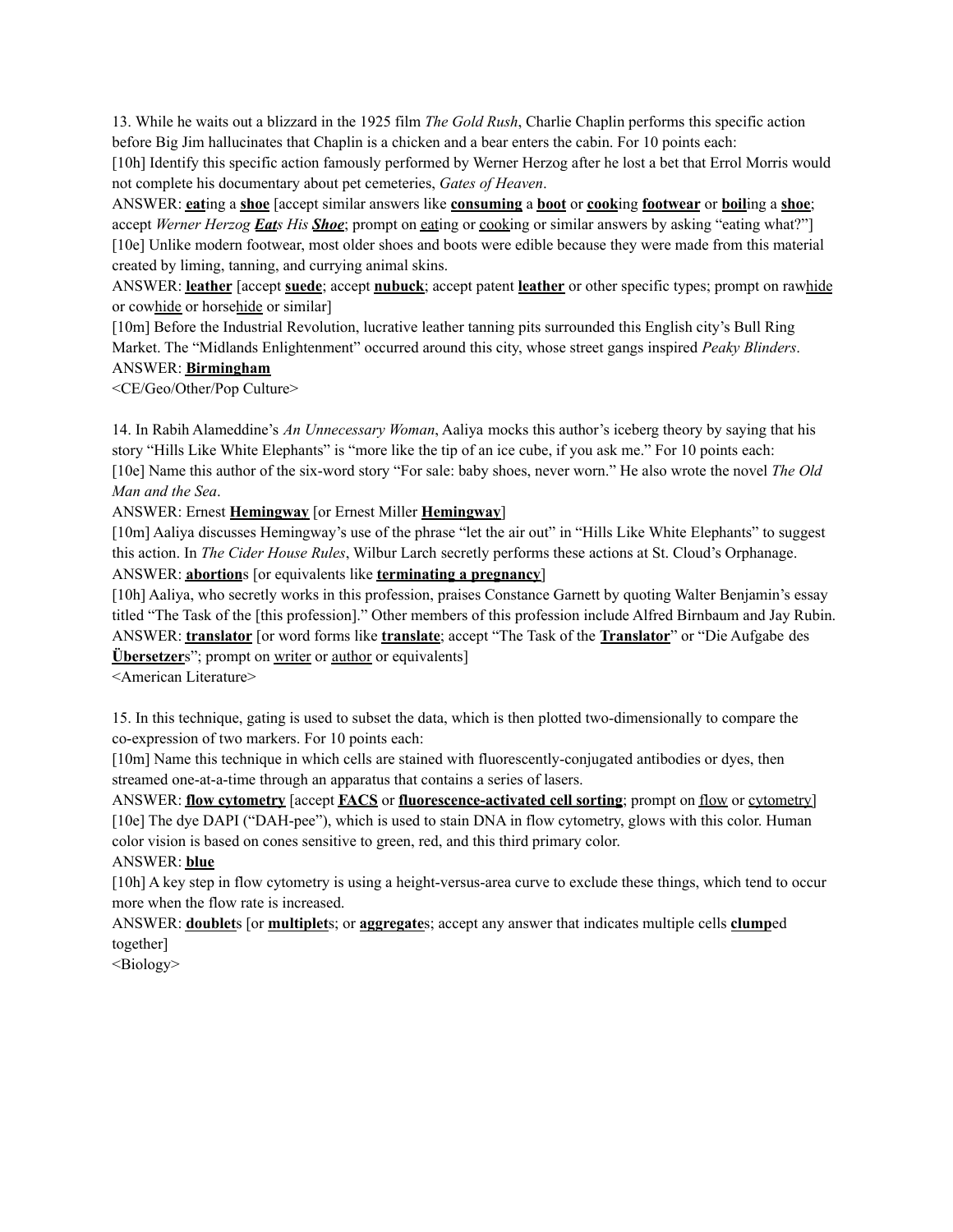13. While he waits out a blizzard in the 1925 film *The Gold Rush*, Charlie Chaplin performs this specific action before Big Jim hallucinates that Chaplin is a chicken and a bear enters the cabin. For 10 points each:

[10h] Identify this specific action famously performed by Werner Herzog after he lost a bet that Errol Morris would not complete his documentary about pet cemeteries, *Gates of Heaven*.

ANSWER: **eat**ing a **shoe** [accept similar answers like **consuming** a **boot** or **cook**ing **footwear** or **boil**ing a **shoe**; accept *Werner Herzog **Eat**s His **Shoe***; prompt on eating or cooking or similar answers by asking "eating what?"]

[10e] Unlike modern footwear, most older shoes and boots were edible because they were made from this material created by liming, tanning, and currying animal skins.

ANSWER: **leather** [accept **suede**; accept **nubuck**; accept patent **leather** or other specific types; prompt on rawhide or cowhide or horsehide or similar]

[10m] Before the Industrial Revolution, lucrative leather tanning pits surrounded this English city's Bull Ring Market. The "Midlands Enlightenment" occurred around this city, whose street gangs inspired *Peaky Blinders*.

ANSWER: **Birmingham**

<CE/Geo/Other/Pop Culture>

14. In Rabih Alameddine's *An Unnecessary Woman*, Aaliya mocks this author's iceberg theory by saying that his story "Hills Like White Elephants" is "more like the tip of an ice cube, if you ask me." For 10 points each:

[10e] Name this author of the six-word story "For sale: baby shoes, never worn." He also wrote the novel *The Old Man and the Sea*.

ANSWER: Ernest **Hemingway** [or Ernest Miller **Hemingway**]

[10m] Aaliya discusses Hemingway's use of the phrase "let the air out" in "Hills Like White Elephants" to suggest this action. In *The Cider House Rules*, Wilbur Larch secretly performs these actions at St. Cloud's Orphanage.

ANSWER: **abortion**s [or equivalents like **terminating a pregnancy**]

[10h] Aaliya, who secretly works in this profession, praises Constance Garnett by quoting Walter Benjamin's essay titled "The Task of the [this profession]." Other members of this profession include Alfred Birnbaum and Jay Rubin.

ANSWER: **translator** [or word forms like **translate**; accept "The Task of the **Translator**" or "Die Aufgabe des **Übersetzer**s"; prompt on writer or author or equivalents]

<American Literature>

15. In this technique, gating is used to subset the data, which is then plotted two-dimensionally to compare the co-expression of two markers. For 10 points each:

[10m] Name this technique in which cells are stained with fluorescently-conjugated antibodies or dyes, then streamed one-at-a-time through an apparatus that contains a series of lasers.

ANSWER: **flow cytometry** [accept **FACS** or **fluorescence-activated cell sorting**; prompt on flow or cytometry]

[10e] The dye DAPI ("DAH-pee"), which is used to stain DNA in flow cytometry, glows with this color. Human color vision is based on cones sensitive to green, red, and this third primary color.

ANSWER: **blue**

[10h] A key step in flow cytometry is using a height-versus-area curve to exclude these things, which tend to occur more when the flow rate is increased.

ANSWER: **doublet**s [or **multiplet**s; or **aggregate**s; accept any answer that indicates multiple cells **clump**ed together]

<Biology>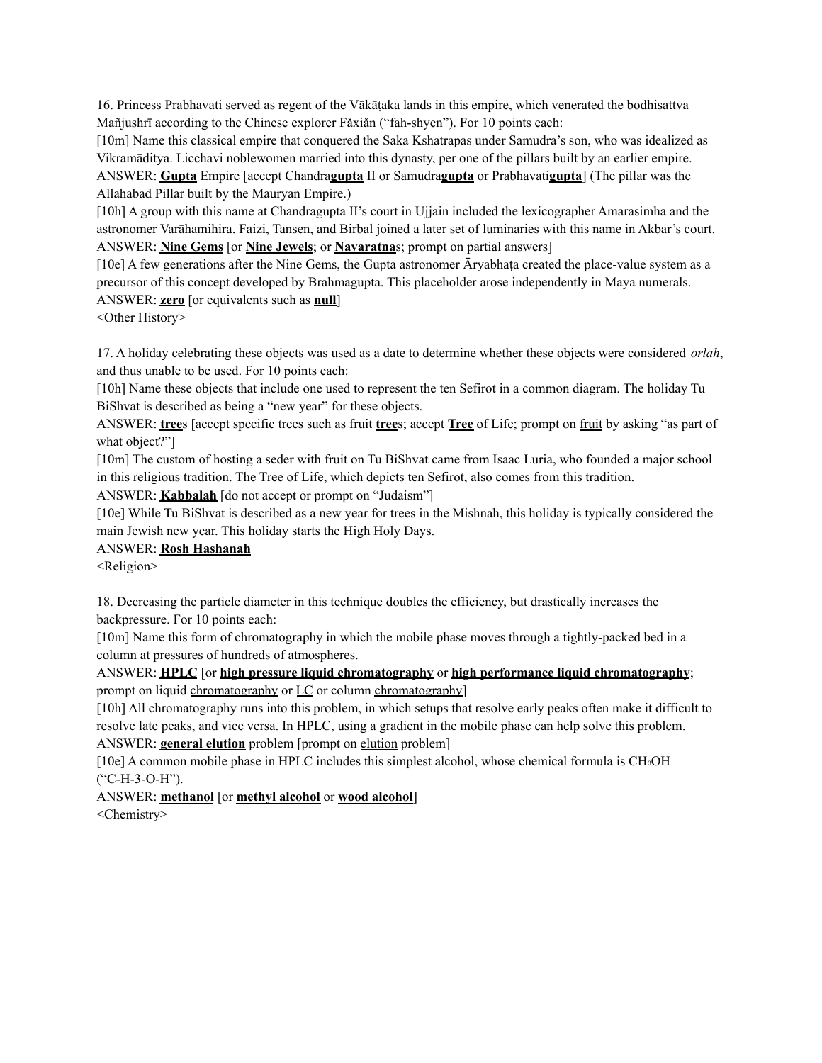16. Princess Prabhavati served as regent of the Vākāṭaka lands in this empire, which venerated the bodhisattva Mañjushrī according to the Chinese explorer Făxiăn ("fah-shyen"). For 10 points each:

[10m] Name this classical empire that conquered the Saka Kshatrapas under Samudra's son, who was idealized as Vikramāditya. Licchavi noblewomen married into this dynasty, per one of the pillars built by an earlier empire.

ANSWER: **Gupta** Empire [accept Chandra**gupta** II or Samudra**gupta** or Prabhavati**gupta**] (The pillar was the Allahabad Pillar built by the Mauryan Empire.)

[10h] A group with this name at Chandragupta II's court in Ujjain included the lexicographer Amarasimha and the astronomer Varāhamihira. Faizi, Tansen, and Birbal joined a later set of luminaries with this name in Akbar's court.

ANSWER: **Nine Gems** [or **Nine Jewels**; or **Navaratna**s; prompt on partial answers]

[10e] A few generations after the Nine Gems, the Gupta astronomer Āryabhaṭa created the place-value system as a precursor of this concept developed by Brahmagupta. This placeholder arose independently in Maya numerals.

ANSWER: **zero** [or equivalents such as **null**]

<Other History>

17. A holiday celebrating these objects was used as a date to determine whether these objects were considered *orlah*, and thus unable to be used. For 10 points each:

[10h] Name these objects that include one used to represent the ten Sefirot in a common diagram. The holiday Tu BiShvat is described as being a "new year" for these objects.

ANSWER: **tree**s [accept specific trees such as fruit **tree**s; accept **Tree** of Life; prompt on fruit by asking "as part of what object?"]

[10m] The custom of hosting a seder with fruit on Tu BiShvat came from Isaac Luria, who founded a major school in this religious tradition. The Tree of Life, which depicts ten Sefirot, also comes from this tradition.

ANSWER: **Kabbalah** [do not accept or prompt on "Judaism"]

[10e] While Tu BiShvat is described as a new year for trees in the Mishnah, this holiday is typically considered the main Jewish new year. This holiday starts the High Holy Days.

ANSWER: **Rosh Hashanah**

<Religion>

18. Decreasing the particle diameter in this technique doubles the efficiency, but drastically increases the backpressure. For 10 points each:

[10m] Name this form of chromatography in which the mobile phase moves through a tightly-packed bed in a column at pressures of hundreds of atmospheres.

ANSWER: **HPLC** [or **high pressure liquid chromatography** or **high performance liquid chromatography**; prompt on liquid chromatography or LC or column chromatography]

[10h] All chromatography runs into this problem, in which setups that resolve early peaks often make it difficult to resolve late peaks, and vice versa. In HPLC, using a gradient in the mobile phase can help solve this problem.

ANSWER: **general elution** problem [prompt on elution problem]

[10e] A common mobile phase in HPLC includes this simplest alcohol, whose chemical formula is $CH_3OH$ ("C-H-3-O-H").

ANSWER: **methanol** [or **methyl alcohol** or **wood alcohol**]

<Chemistry>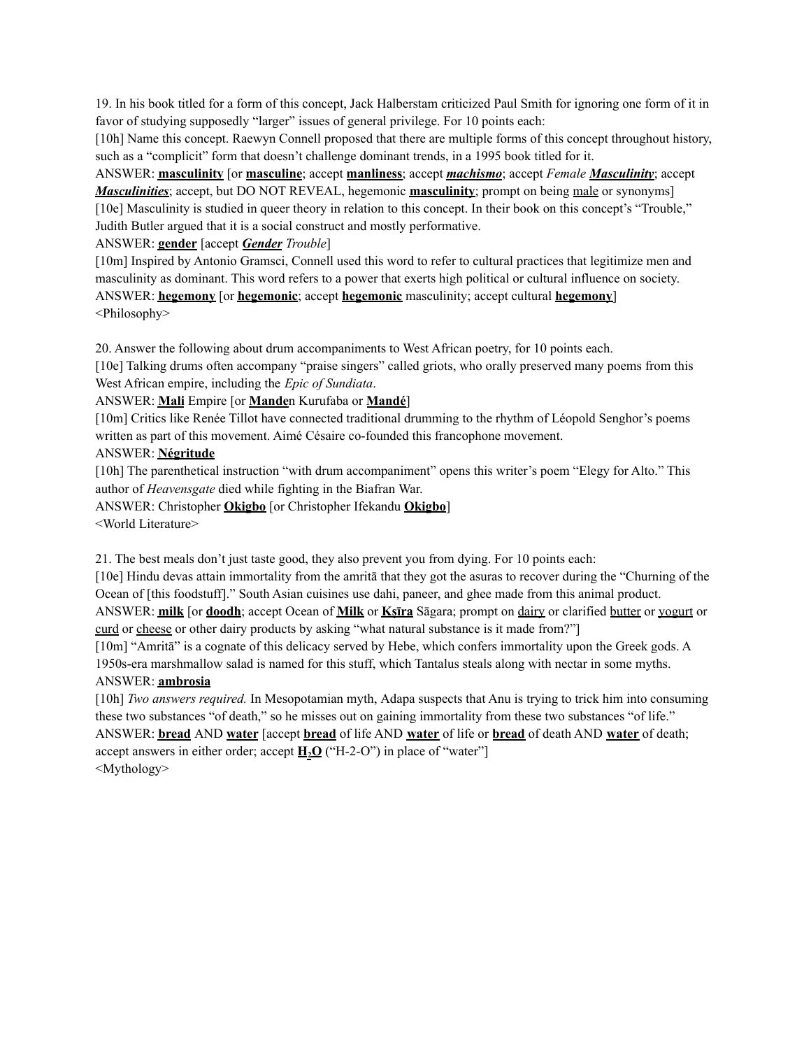19. In his book titled for a form of this concept, Jack Halberstam criticized Paul Smith for ignoring one form of it in favor of studying supposedly "larger" issues of general privilege. For 10 points each:

[10h] Name this concept. Raewyn Connell proposed that there are multiple forms of this concept throughout history, such as a "complicit" form that doesn't challenge dominant trends, in a 1995 book titled for it.

ANSWER: **masculinity** [or **masculine**; accept **manliness**; accept ***machismo***; accept *Female **Masculinity***; accept ***Masculinities***; accept, but DO NOT REVEAL, hegemonic **masculinity**; prompt on being male or synonyms]

[10e] Masculinity is studied in queer theory in relation to this concept. In their book on this concept's "Trouble," Judith Butler argued that it is a social construct and mostly performative.

ANSWER: **gender** [accept ***Gender*** *Trouble*]

[10m] Inspired by Antonio Gramsci, Connell used this word to refer to cultural practices that legitimize men and masculinity as dominant. This word refers to a power that exerts high political or cultural influence on society.

ANSWER: **hegemony** [or **hegemonic**; accept **hegemonic** masculinity; accept cultural **hegemony**]

<Philosophy>

20. Answer the following about drum accompaniments to West African poetry, for 10 points each.

[10e] Talking drums often accompany "praise singers" called griots, who orally preserved many poems from this West African empire, including the *Epic of Sundiata*.

ANSWER: **Mali** Empire [or **Mande**n Kurufaba or **Mandé**]

[10m] Critics like Renée Tillot have connected traditional drumming to the rhythm of Léopold Senghor's poems written as part of this movement. Aimé Césaire co-founded this francophone movement.

ANSWER: **Négritude**

[10h] The parenthetical instruction "with drum accompaniment" opens this writer's poem "Elegy for Alto." This author of *Heavensgate* died while fighting in the Biafran War.

ANSWER: Christopher **Okigbo** [or Christopher Ifekandu **Okigbo**]

<World Literature>

21. The best meals don't just taste good, they also prevent you from dying. For 10 points each:

[10e] Hindu devas attain immortality from the amritā that they got the asuras to recover during the "Churning of the Ocean of [this foodstuff]." South Asian cuisines use dahi, paneer, and ghee made from this animal product.

ANSWER: **milk** [or **doodh**; accept Ocean of **Milk** or **Kṣīra** Sāgara; prompt on dairy or clarified butter or yogurt or curd or cheese or other dairy products by asking "what natural substance is it made from?"]

[10m] "Amritā" is a cognate of this delicacy served by Hebe, which confers immortality upon the Greek gods. A 1950s-era marshmallow salad is named for this stuff, which Tantalus steals along with nectar in some myths.

ANSWER: **ambrosia**

[10h] *Two answers required.* In Mesopotamian myth, Adapa suspects that Anu is trying to trick him into consuming these two substances "of death," so he misses out on gaining immortality from these two substances "of life."

ANSWER: **bread** AND **water** [accept **bread** of life AND **water** of life or **bread** of death AND **water** of death; accept answers in either order; accept **$H_2O$** ("H-2-O") in place of "water"]

<Mythology>